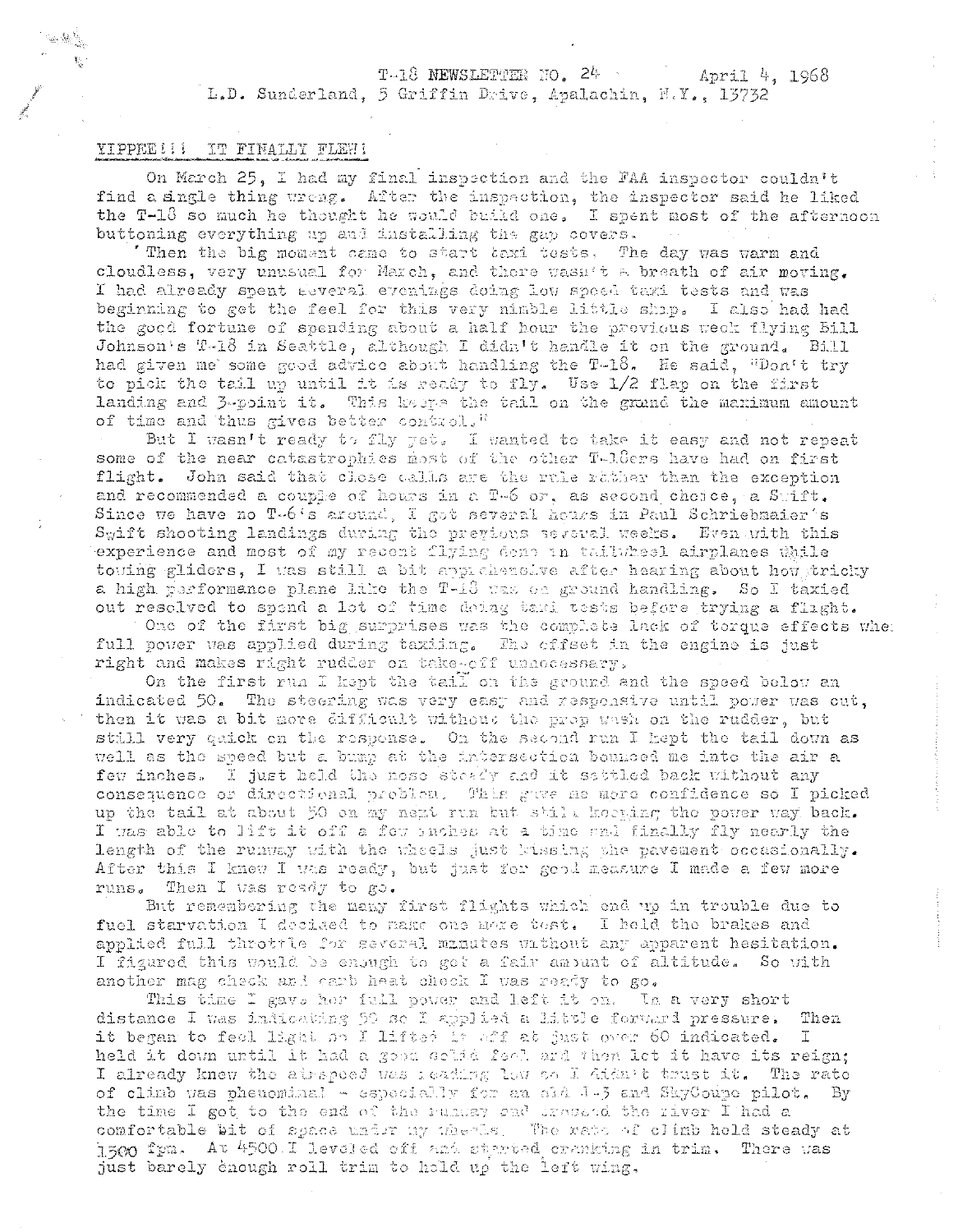T-18 NEWSLETTER NO. 24 April 4, 1968
L.D. Sunderland, 5 Griffin Drive, Apalachin, N.Y., 13732

## YIPPEE!!! IT FINALLY FLEW!

On March 25, I had my final inspection and the FAA inspector couldn't find a single thing wrong. After the inspection, the inspector said he liked the T-18 so much he thought he would build one. I spent most of the afternoon buttoning everything up and installing the gap covers.

Then the big moment came to start taxi tests. The day was warm and cloudless, very unusual for March, and there wasn't a breath of air moving. I had already spent several evenings doing low speed taxi tests and was beginning to get the feel for this very nimble little ship. I also had had the good fortune of spending about a half hour the previous week flying Bill Johnson's T-18 in Seattle, although I didn't handle it on the ground. Bill had given me some good advice about handling the T-18. He said, "Don't try to pick the tail up until it is ready to fly. Use 1/2 flap on the first landing and 3-point it. This keeps the tail on the ground the maximum amount of time and thus gives better control."

But I wasn't ready to fly yet. I wanted to take it easy and not repeat some of the near catastrophies most of the other T-18ers have had on first flight. John said that close calls are the rule rather than the exception and recommended a couple of hours in a T-6 or, as second choice, a Swift. Since we have no T-6's around, I got several hours in Paul Schriebmaier's Swift shooting landings during the previous several weeks. Even with this experience and most of my recent flying done in tailwheel airplanes while towing gliders, I was still a bit apprehensive after hearing about how tricky a high performance plane like the T-18 was on ground handling. So I taxied out resolved to spend a lot of time doing taxi tests before trying a flight.

One of the first big surprises was the complete lack of torque effects when full power was applied during taxiing. The offset in the engine is just right and makes right rudder on take-off unnecessary.

On the first run I kept the tail on the ground and the speed below an indicated 50. The steering was very easy and responsive until power was cut, then it was a bit more difficult without the prop wash on the rudder, but still very quick on the response. On the second run I kept the tail down as well as the speed but a bump at the intersection bounced me into the air a few inches. I just held the nose steady and it settled back without any consequence or directional problem. This gave me more confidence so I picked up the tail at about 50 on my next run but still keeping the power way back. I was able to lift it off a few inches at a time and finally fly nearly the length of the runway with the wheels just kissing the pavement occasionally. After this I knew I was ready, but just for good measure I made a few more runs. Then I was ready to go.

But remembering the many first flights which end up in trouble due to fuel starvation I decided to make one more test. I held the brakes and applied full throttle for several minutes without any apparent hesitation. I figured this would be enough to get a fair amount of altitude. So with another mag check and carb heat check I was ready to go.

This time I gave her full power and left it on. In a very short distance I was indicating 50 so I applied a little forward pressure. Then it began to feel light so I lifted it off at just over 60 indicated. I held it down until it had a good solid feel and then let it have its reign; I already knew the airspeed was reading low so I didn't trust it. The rate of climb was phenomenal - especially for an old J-3 and SkyCoupe pilot. By the time I got to the end of the runway and crossed the river I had a comfortable bit of space under my wheels. The rate of climb held steady at 1500 fpm. At 4500 I leveled off and started cranking in trim. There was just barely enough roll trim to hold up the left wing.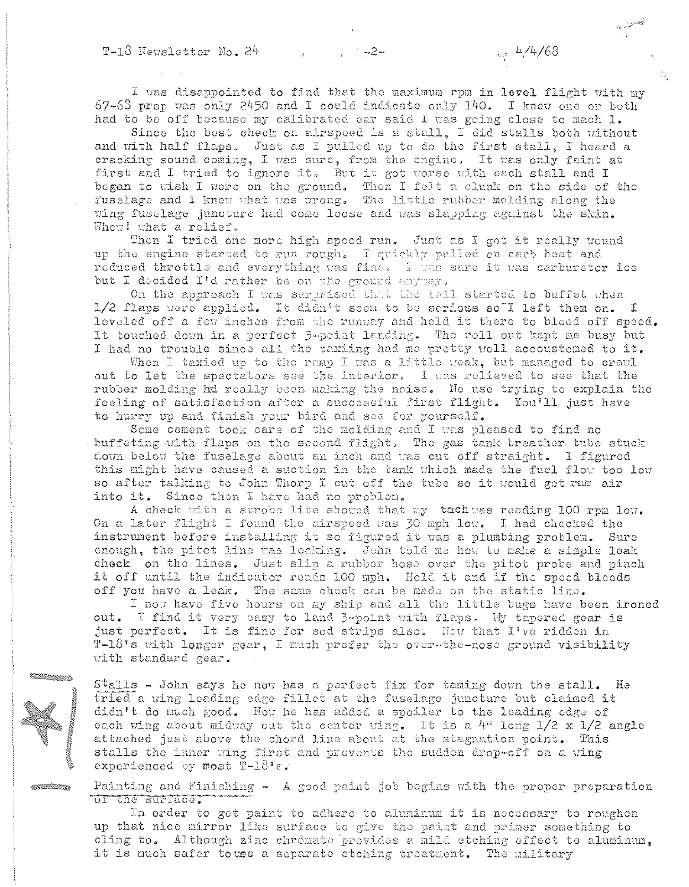I was disappointed to find that the maximum rpm in level flight with my 67-68 prop was only 2450 and I could indicate only 140. I knew one or both had to be off because my calibrated ear said I was going close to mach 1.

Since the best check on airspeed is a stall, I did stalls both without and with half flaps. Just as I pulled up to do the first stall, I heard a cracking sound coming, I was sure, from the engine. It was only faint at first and I tried to ignore it. But it got worse with each stall and I began to wish I were on the ground. Then I felt a clunk on the side of the fuselage and I knew what was wrong. The little rubber molding along the wing fuselage juncture had come loose and was slapping against the skin. Whew! what a relief.

Then I tried one more high speed run. Just as I got it really wound up the engine started to run rough. I quickly pulled on carb heat and reduced throttle and everything was fine. I was sure it was carburetor ice but I decided I'd rather be on the ground anyway.

On the approach I was surprised that the tail started to buffet when 1/2 flaps were applied. It didn't seem to be serious so I left them on. I leveled off a few inches from the runway and held it there to bleed off speed. It touched down in a perfect 3-point landing. The roll out kept me busy but I had no trouble since all the taxiing had me pretty well accoustomed to it.

When I taxied up to the ramp I was a little weak, but managed to crawl out to let the spectators see the interior. I was relieved to see that the rubber molding hd really been making the noise. No use trying to explain the feeling of satisfaction after a successful first flight. You'll just have to hurry up and finish your bird and see for yourself.

Some cement took care of the molding and I was pleased to find no buffeting with flaps on the second flight. The gas tank breather tube stuck down below the fuselage about an inch and was cut off straight. I figured this might have caused a suction in the tank which made the fuel flow too low so after talking to John Thorp I cut off the tube so it would get ram air into it. Since then I have had no problem.

A check with a strobe lite showed that my tach was reading 100 rpm low. On a later flight I found the airspeed was 30 mph low. I had checked the instrument before installing it so figured it was a plumbing problem. Sure enough, the pitot line was leaking. John told me how to make a simple leak check on the lines. Just slip a rubber hose over the pitot probe and pinch it off until the indicator reads 100 mph. Hold it and if the speed bleeds off you have a leak. The same check can be made on the static line.

I now have five hours on my ship and all the little bugs have been ironed out. I find it very easy to land 3-point with flaps. My tapered gear is just perfect. It is fine for sod strips also. Now that I've ridden in T-18's with longer gear, I much prefer the over-the-nose ground visibility with standard gear.

Stalls - John says he now has a perfect fix for taming down the stall. He tried a wing leading edge fillet at the fuselage juncture but claimed it didn't do much good. Now he has added a spoiler to the leading edge of each wing about midway out the center wing. It is a 4" long 1/2 x 1/2 angle attached just above the chord line about at the stagnation point. This stalls the inner wing first and prevents the sudden drop-off on a wing experienced by most T-18's.

Painting and Finishing - A good paint job begins with the proper preparation of the surface.

In order to get paint to adhere to aluminum it is necessary to roughen up that nice mirror like surface to give the paint and primer something to cling to. Although zinc chromate provides a mild etching effect to aluminum, it is much safer to use a separate etching treatment. The military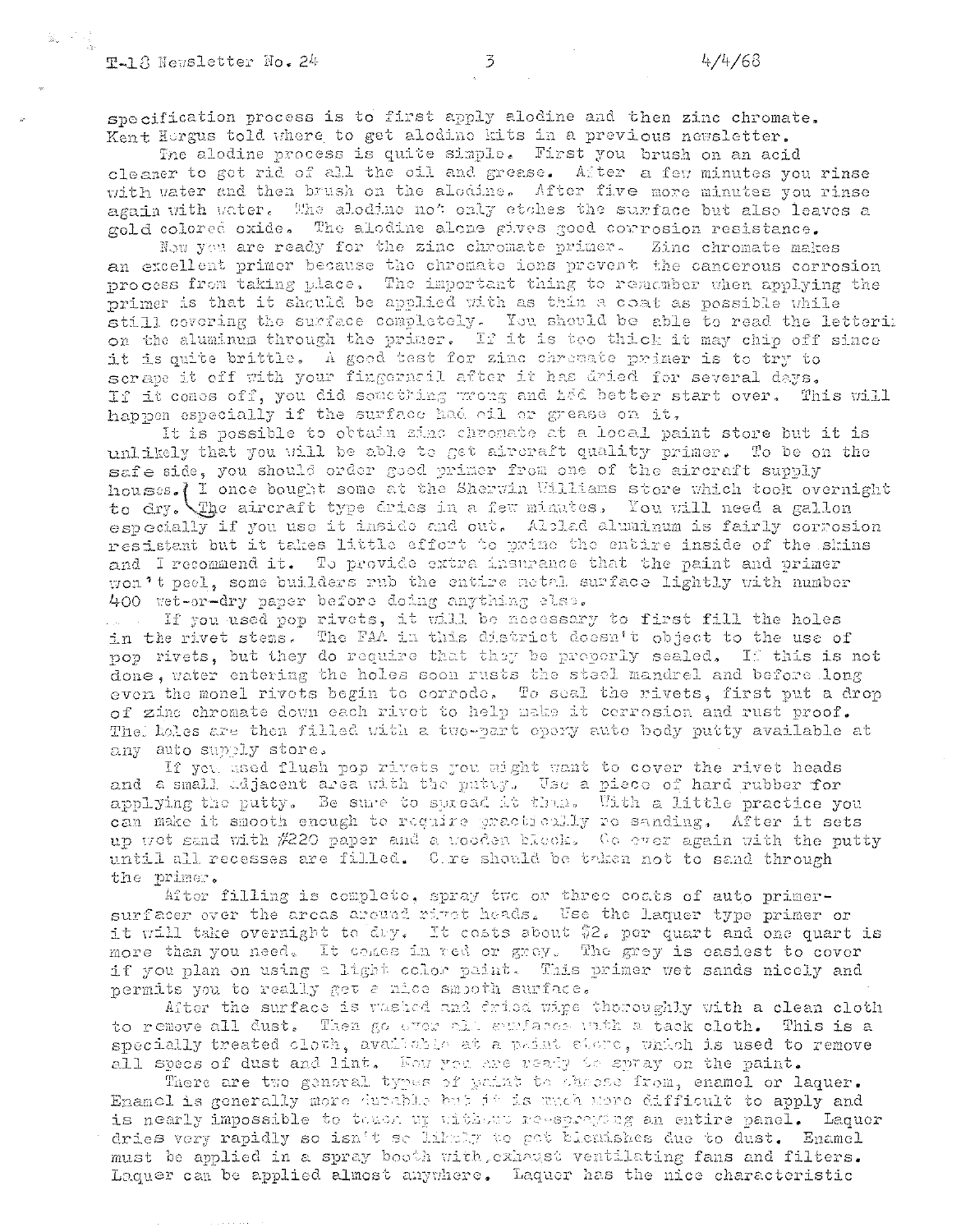specification process is to first apply alodine and then zinc chromate. Kent Hergus told where to get alodine kits in a previous newsletter.

The alodine process is quite simple. First you brush on an acid cleaner to get rid of all the oil and grease. After a few minutes you rinse with water and then brush on the alodine. After five more minutes you rinse again with water. The alodine not only etches the surface but also leaves a gold colored oxide. The alodine alone gives good corrosion resistance.

Now you are ready for the zinc chromate primer. Zinc chromate makes an excellent primer because the chromate ions prevent the cancerous corrosion process from taking place. The important thing to remember when applying the primer is that it should be applied with as thin a coat as possible while still covering the surface completely. You should be able to read the letterin on the aluminum through the primer. If it is too thick it may chip off since it is quite brittle. A good test for zinc chromate primer is to try to scrape it off with your fingernail after it has dried for several days. If it comes off, you did something wrong and had better start over. This will happen especially if the surface had oil or grease on it.

It is possible to obtain zinc chromate at a local paint store but it is unlikely that you will be able to get aircraft quality primer. To be on the safe side, you should order good primer from one of the aircraft supply houses. (I once bought some at the Sherwin Williams store which took overnight to dry. The aircraft type dries in a few minutes. You will need a gallon especially if you use it inside and out. Alclad aluminum is fairly corrosion resistant but it takes little effort to prime the entire inside of the skins and I recommend it. To provide extra insurance that the paint and primer won't peel, some builders rub the entire metal surface lightly with number 400 wet-or-dry paper before doing anything else.

If you used pop rivets, it will be necessary to first fill the holes in the rivet stems. The FAA in this district doesn't object to the use of pop rivets, but they do require that they be properly sealed. If this is not done, water entering the holes soon rusts the steel mandrel and before long even the monel rivets begin to corrode. To seal the rivets, first put a drop of zinc chromate down each rivet to help make it corrosion and rust proof. The holes are then filled with a two-part epoxy auto body putty available at any auto supply store.

If you used flush pop rivets you might want to cover the rivet heads and a small adjacent area with the putty. Use a piece of hard rubber for applying the putty. Be sure to spread it thin. With a little practice you can make it smooth enough to require practically no sanding. After it sets up wet sand with #220 paper and a wooden block. Go over again with the putty until all recesses are filled. Care should be taken not to sand through the primer.

After filling is complete, spray two or three coats of auto primer-surfacer over the areas around rivet heads. Use the laquer type primer or it will take overnight to dry. It costs about $2. per quart and one quart is more than you need. It comes in red or grey. The grey is easiest to cover if you plan on using a light color paint. This primer wet sands nicely and permits you to really get a nice smooth surface.

After the surface is washed and dried wipe thoroughly with a clean cloth to remove all dust. Then go over all surfaces with a tack cloth. This is a specially treated cloth, available at a paint store, which is used to remove all specs of dust and lint. Now you are ready to spray on the paint.

There are two general types of paint to choose from, enamel or laquer. Enamel is generally more durable but it is much more difficult to apply and is nearly impossible to touch up without re-spraying an entire panel. Laquer dries very rapidly so isn't so likely to get blemishes due to dust. Enamel must be applied in a spray booth with exhaust ventilating fans and filters. Laquer can be applied almost anywhere. Laquer has the nice characteristic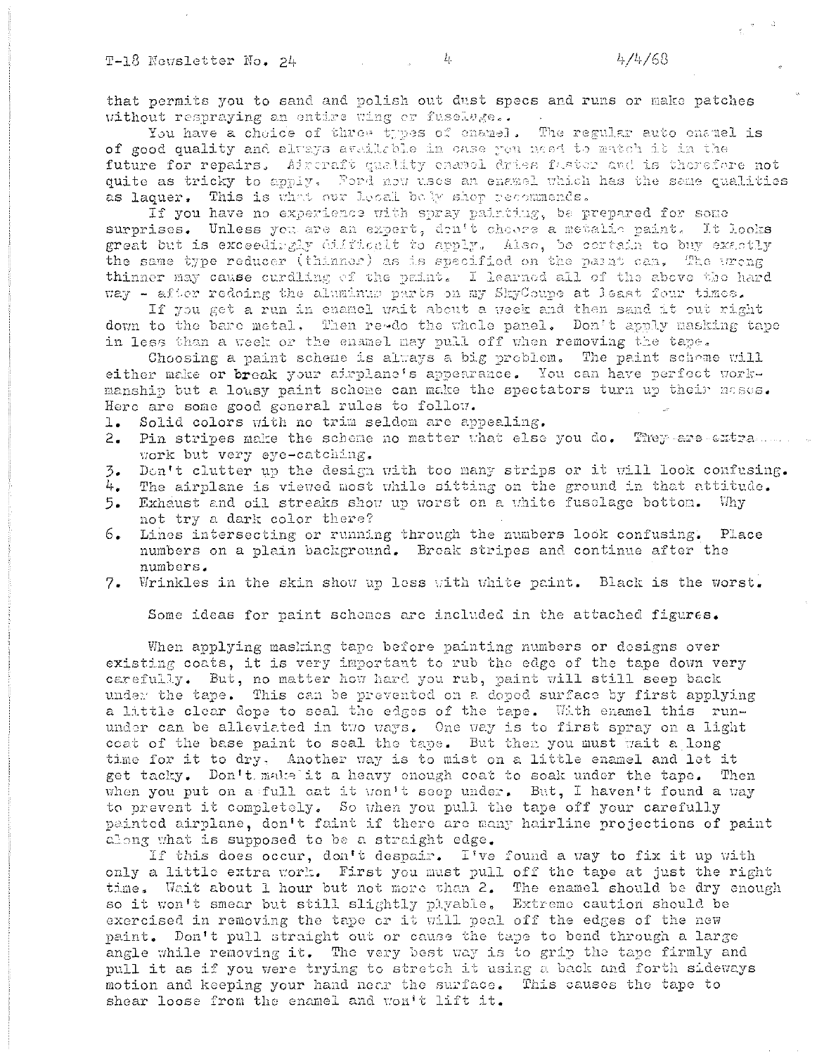that permits you to sand and polish out dust specs and runs or make patches without respraying an entire wing or fuselage..

You have a choice of three types of enamel. The regular auto enamel is of good quality and always available in case you need to match it in the future for repairs. Aircraft quality enamel dries faster and is therefore not quite as tricky to apply. Ford now uses an enamel which has the same qualities as laquer. This is what our local body shop recommends.

If you have no experience with spray painting, be prepared for some surprises. Unless you are an expert, don't choose a metallic paint. It looks great but is exceedingly difficult to apply. Also, be certain to buy exactly the same type reducer (thinner) as is specified on the paint can. The wrong thinner may cause curdling of the paint. I learned all of the above the hard way - after redoing the aluminum parts on my SkyCoupe at least four times.

If you get a run in enamel wait about a week and then sand it out right down to the bare metal. Then re-do the whole panel. Don't apply masking tape in less than a week or the enamel may pull off when removing the tape.

Choosing a paint scheme is always a big problem. The paint scheme will either make or break your airplane's appearance. You can have perfect workmanship but a lousy paint scheme can make the spectators turn up their noses. Here are some good general rules to follow.

1. Solid colors with no trim seldom are appealing.
2. Pin stripes make the scheme no matter what else you do. They are extra work but very eye-catching.
3. Don't clutter up the design with too many strips or it will look confusing.
4. The airplane is viewed most while sitting on the ground in that attitude.
5. Exhaust and oil streaks show up worst on a white fuselage bottom. Why not try a dark color there?
6. Lines intersecting or running through the numbers look confusing. Place numbers on a plain background. Break stripes and continue after the numbers.
7. Wrinkles in the skin show up less with white paint. Black is the worst.

Some ideas for paint schemes are included in the attached figures.

When applying masking tape before painting numbers or designs over existing coats, it is very important to rub the edge of the tape down very carefully. But, no matter how hard you rub, paint will still seep back under the tape. This can be prevented on a doped surface by first applying a little clear dope to seal the edges of the tape. With enamel this run-under can be alleviated in two ways. One way is to first spray on a light coat of the base paint to seal the tape. But then you must wait a long time for it to dry. Another way is to mist on a little enamel and let it get tacky. Don't make it a heavy enough coat to soak under the tape. Then when you put on a full cat it won't seep under. But, I haven't found a way to prevent it completely. So when you pull the tape off your carefully painted airplane, don't faint if there are many hairline projections of paint along what is supposed to be a straight edge.

If this does occur, don't despair. I've found a way to fix it up with only a little extra work. First you must pull off the tape at just the right time. Wait about 1 hour but not more than 2. The enamel should be dry enough so it won't smear but still slightly playable. Extreme caution should be exercised in removing the tape or it will peal off the edges of the new paint. Don't pull straight out or cause the tape to bend through a large angle while removing it. The very best way is to grip the tape firmly and pull it as if you were trying to stretch it using a back and forth sideways motion and keeping your hand near the surface. This causes the tape to shear loose from the enamel and won't lift it.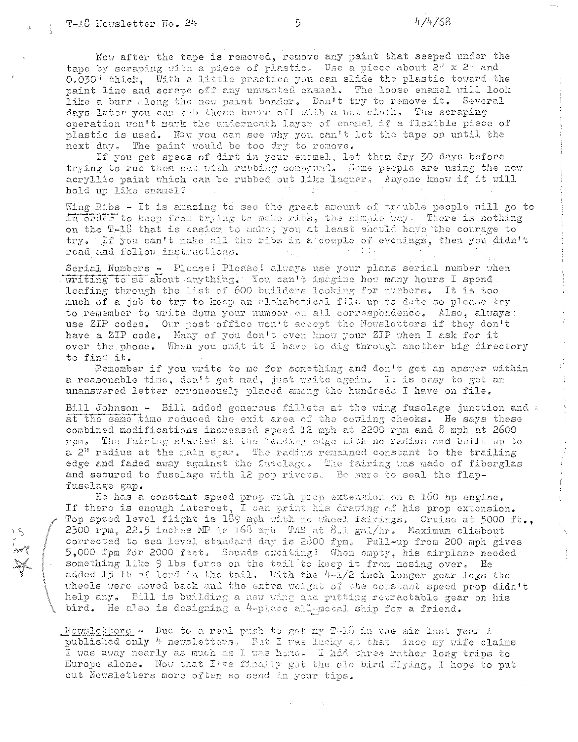Now after the tape is removed, remove any paint that seeped under the tape by scraping with a piece of plastic. Use a piece about 2" x 2" and 0.030" thick. With a little practice you can slide the plastic toward the paint line and scrape off any unwanted enamel. The loose enamel will look like a burr along the new paint border. Don't try to remove it. Several days later you can rub these burrs off with a wet cloth. The scraping operation won't mark the underneath layer of enamel if a flexible piece of plastic is used. Now you can see why you can't let the tape on until the next day. The paint would be too dry to remove.

If you get specs of dirt in your enamel, let them dry 30 days before trying to rub them out with rubbing compound. Some people are using the new acryllic paint which can be rubbed out like laquer. Anyone know if it will hold up like enamel?

Wing Ribs - It is amazing to see the great amount of trouble people will go to in order to keep from trying to make ribs, the simple way. There is nothing on the T-18 that is easier to make; you at least should have the courage to try. If you can't make all the ribs in a couple of evenings, then you didn't read and follow instructions.

Serial Numbers - Please! Please! always use your plans serial number when writing to me about anything. You can't imagine how many hours I spend leafing through the list of 600 builders looking for numbers. It is too much of a job to try to keep an alphabetical file up to date so please try to remember to write down your number on all correspondence. Also, always use ZIP codes. Our post office won't accept the Newsletters if they don't have a ZIP code. Many of you don't even know your ZIP when I ask for it over the phone. When you omit it I have to dig through another big directory to find it.

Remember if you write to me for something and don't get an answer within a reasonable time, don't get mad, just write again. It is easy to get an unanswered letter erroneously placed among the hundreds I have on file.

Bill Johnson - Bill added generous fillets at the wing fuselage junction and at the same time reduced the exit area of the cowling checks. He says these combined modifications increased speed 12 mph at 2200 rpm and 8 mph at 2600 rpm. The fairing started at the leading edge with no radius and built up to a 2" radius at the main spar. The radius remained constant to the trailing edge and faded away against the fuselage. The fairing was made of fiberglas and secured to fuselage with 12 pop rivets. Be sure to seal the flap-fuselage gap.

He has a constant speed prop with prop extension on a 160 hp engine. If there is enough interest, I can print his drawing of his prop extension. Top speed level flight is 189 mph with no wheel fairings. Cruise at 5000 ft., 2300 rpm, 22.5 inches MP is 168 mph TAS at 8.1 gal/hr. Maximum climbout corrected to sea level standard day is 2800 fpm. Pull-up from 200 mph gives 5,000 fpm for 2000 feet. Sounds exciting! When empty, his airplane needed something like 9 lbs force on the tail to keep it from nosing over. He added 15 lb of lead in the tail. With the 4-1/2 inch longer gear legs the wheels were moved back and the extra weight of the constant speed prop didn't help any. Bill is building a new wing and putting retractable gear on his bird. He also is designing a 4-place all-metal ship for a friend.

Newsletters - Due to a real push to get my T-18 in the air last year I published only 4 newsletters. But I was lucky at that since my wife claims I was away nearly as much as I was home. I had three rather long trips to Europe alone. Now that I've finally got the ole bird flying, I hope to put out Newsletters more often so send in your tips.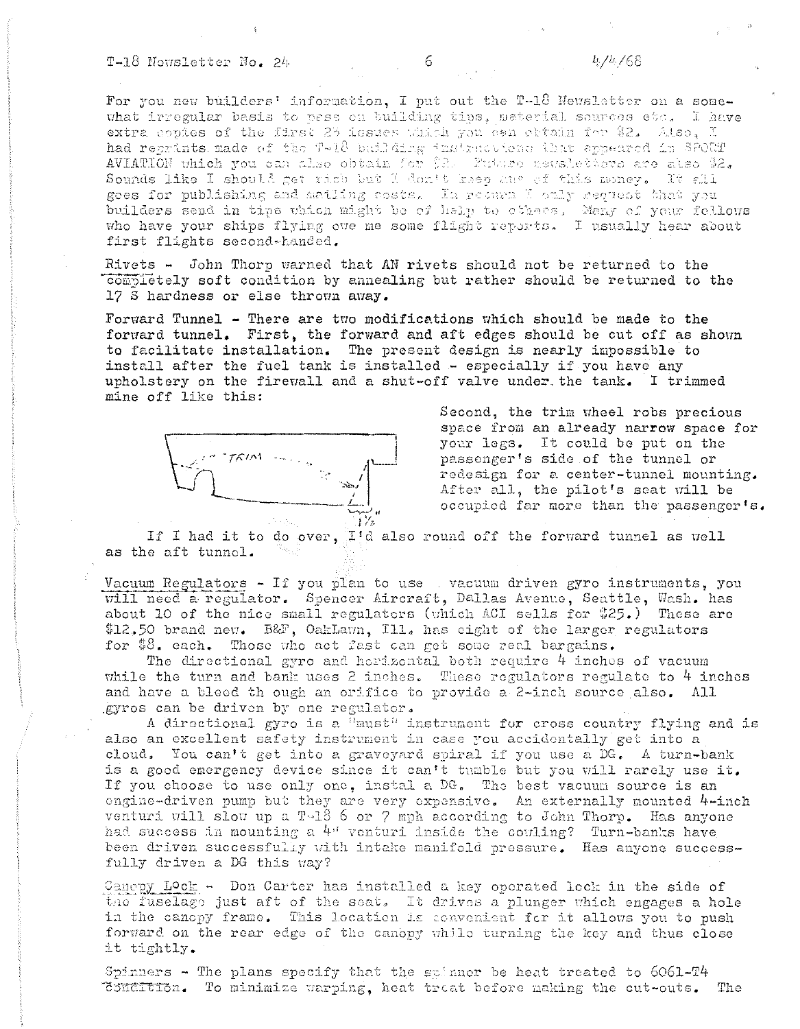For you new builders' information, I put out the T-18 Newsletter on a somewhat irregular basis to pass on building tips, material sources etc. I have extra copies of the first 23 issues which you can obtain for $2. Also, I had reprints made of the T-18 building instructions that appeared in SPORT AVIATION which you can also obtain for $2. Future newsletters are also $2. Sounds like I should get rich but I don't keep any of this money. It all goes for publishing and mailing costs. In return I only request that you builders send in tips which might be of help to others. Many of your fellows who have your ships flying owe me some flight reports. I usually hear about first flights second-handed.

Rivets - John Thorp warned that AN rivets should not be returned to the completely soft condition by annealing but rather should be returned to the 17 S hardness or else thrown away.

Forward Tunnel - There are two modifications which should be made to the forward tunnel. First, the forward and aft edges should be cut off as shown to facilitate installation. The present design is nearly impossible to install after the fuel tank is installed - especially if you have any upholstery on the firewall and a shut-off valve under the tank. I trimmed mine off like this:

Second, the trim wheel robs precious space from an already narrow space for your legs. It could be put on the passenger's side of the tunnel or redesign for a center-tunnel mounting. After all, the pilot's seat will be occupied far more than the passenger's.

If I had it to do over, I'd also round off the forward tunnel as well as the aft tunnel.

Vacuum Regulators - If you plan to use vacuum driven gyro instruments, you will need a regulator. Spencer Aircraft, Dallas Avenue, Seattle, Wash. has about 10 of the nice small regulators (which ACI sells for $25.) These are $12.50 brand new. B&F, OakLawn, Ill. has eight of the larger regulators for $8. each. Those who act fast can get some real bargains.

The directional gyro and horizontal both require 4 inches of vacuum while the turn and bank uses 2 inches. These regulators regulate to 4 inches and have a bleed th ough an orifice to provide a 2-inch source also. All gyros can be driven by one regulator.

A directional gyro is a "must" instrument for cross country flying and is also an excellent safety instrument in case you accidentally get into a cloud. You can't get into a graveyard spiral if you use a DG. A turn-bank is a good emergency device since it can't tumble but you will rarely use it. If you choose to use only one, instal a DG. The best vacuum source is an engine-driven pump but they are very expensive. An externally mounted 4-inch venturi will slow up a T-18 6 or 7 mph according to John Thorp. Has anyone had success in mounting a 4" venturi inside the cowling? Turn-banks have been driven successfully with intake manifold pressure. Has anyone successfully driven a DG this way?

Canopy Lock - Don Carter has installed a key operated lock in the side of the fuselage just aft of the seat. It drives a plunger which engages a hole in the canopy frame. This location is convenient for it allows you to push forward on the rear edge of the canopy while turning the key and thus close it tightly.

Spinners - The plans specify that the spinner be heat treated to 6061-T4 condition. To minimize warping, heat treat before making the cut-outs. The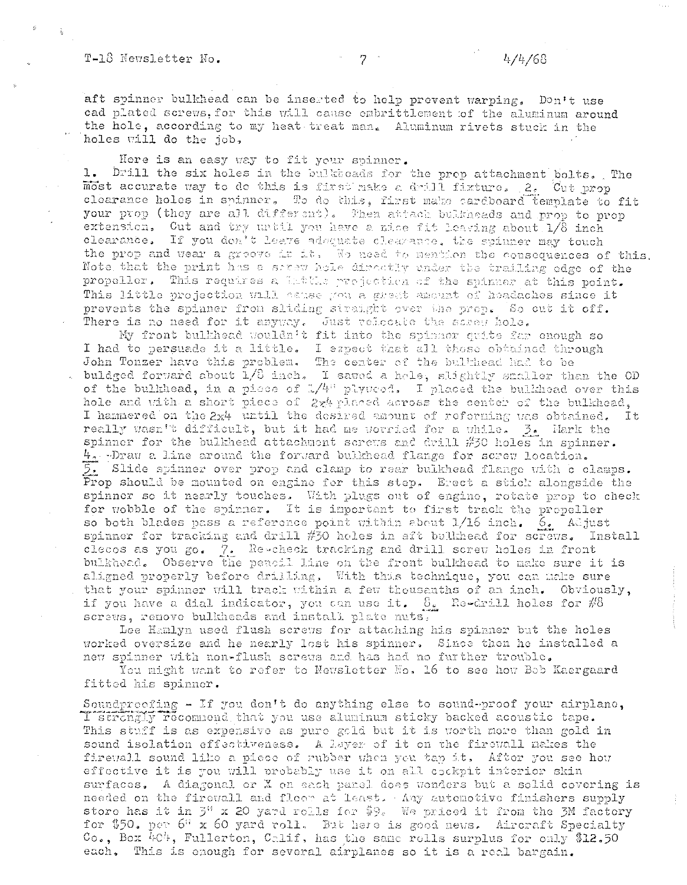aft spinner bulkhead can be inserted to help prevent warping. Don't use cad plated screws, for this will cause embrittlement of the aluminum around the hole, according to my heat treat man. Aluminum rivets stuck in the holes will do the job.

Here is an easy way to fit your spinner.
1. Drill the six holes in the bulkheads for the prop attachment bolts. The most accurate way to do this is first make a drill fixture. 2. Cut prop clearance holes in spinner. To do this, first make cardboard template to fit your prop (they are all different). Then attach bulkheads and prop to prop extension. Cut and try until you have a nice fit leaving about 1/8 inch clearance. If you don't leave adequate clearance, the spinner may touch the prop and wear a groove in it. No need to mention the consequences of this. Note that the print has a screw hole directly under the trailing edge of the propeller. This requires a little projection of the spinner at this point. This little projection will cause you a great amount of headaches since it prevents the spinner from sliding straight over the prop. So cut it off. There is no need for it anyway. Just relocate the screw hole.

My front bulkhead wouldn't fit into the spinner quite far enough so I had to persuade it a little. I expect that all those obtained through John Tonzer have this problem. The center of the bulkhead had to be bulged forward about 1/8 inch. I sawed a hole, slightly smaller than the OD of the bulkhead, in a piece of 1/4" plywood. I placed the bulkhead over this hole and with a short piece of 2x4 placed across the center of the bulkhead, I hammered on the 2x4 until the desired amount of reforming was obtained. It really wasn't difficult, but it had me worried for a while. 3. Mark the spinner for the bulkhead attachment screws and drill #30 holes in spinner. 4. Draw a line around the forward bulkhead flange for screw location. 5. Slide spinner over prop and clamp to rear bulkhead flange with c clamps. Prop should be mounted on engine for this step. Erect a stick alongside the spinner so it nearly touches. With plugs out of engine, rotate prop to check for wobble of the spinner. It is important to first track the propeller so both blades pass a reference point within about 1/16 inch. 6. Adjust spinner for tracking and drill #30 holes in aft bulkhead for screws. Install clecos as you go. 7. Re-check tracking and drill screw holes in front bulkhead. Observe the pencil line on the front bulkhead to make sure it is aligned properly before drilling. With this technique, you can make sure that your spinner will track within a few thousanths of an inch. Obviously, if you have a dial indicator, you can use it. 8. Re-drill holes for #8 screws, remove bulkheads and install plate nuts.

Lee Hamlyn used flush screws for attaching his spinner but the holes worked oversize and he nearly lost his spinner. Since then he installed a new spinner with non-flush screws and has had no further trouble.

You might want to refer to Newsletter No. 16 to see how Bob Kaergaard fitted his spinner.

Soundproofing - If you don't do anything else to sound-proof your airplane, I strongly recommend that you use aluminum sticky backed acoustic tape. This stuff is as expensive as pure gold but it is worth more than gold in sound isolation effectiveness. A layer of it on the firewall makes the firewall sound like a piece of rubber when you tap it. After you see how effective it is you will probably use it on all cockpit interior skin surfaces. A diagonal or X on each panel does wonders but a solid covering is needed on the firewall and floor at least. Any automotive finishers supply store has it in 3" x 20 yard rolls for $9. We priced it from the 3M factory for $50. per 6" x 60 yard roll. But here is good news. Aircraft Specialty Co., Box 404, Fullerton, Calif. has the same rolls surplus for only $12.50 each. This is enough for several airplanes so it is a real bargain.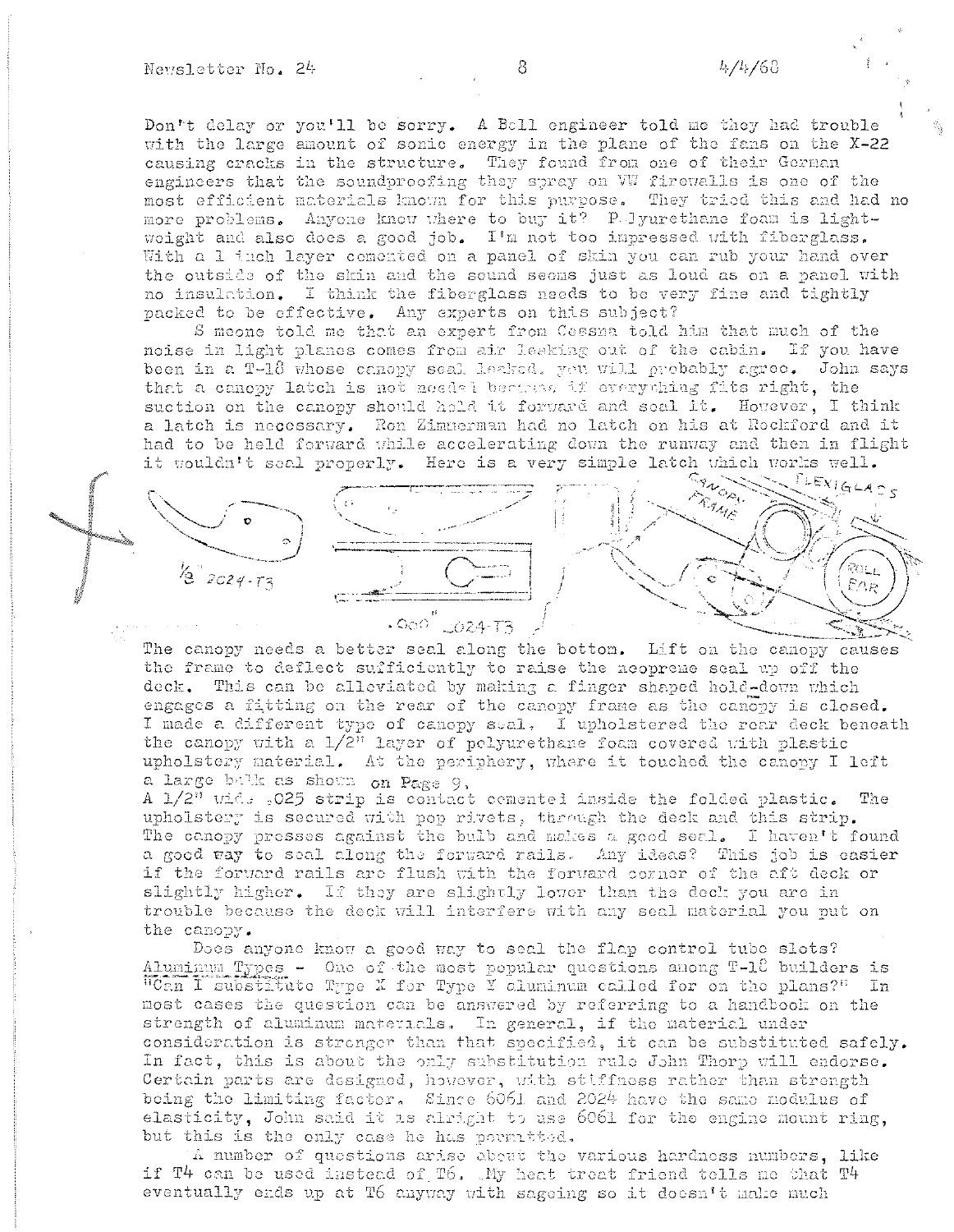Don't delay or you'll be sorry. A Bell engineer told me they had trouble with the large amount of sonic energy in the plane of the fans on the X-22 causing cracks in the structure. They found from one of their German engineers that the soundproofing they spray on VW firewalls is one of the most efficient materials known for this purpose. They tried this and had no more problems. Anyone know where to buy it? Polyurethane foam is lightweight and also does a good job. I'm not too impressed with fiberglass. With a 1 inch layer cemented on a panel of skin you can rub your hand over the outside of the skin and the sound seems just as loud as on a panel with no insulation. I think the fiberglass needs to be very fine and tightly packed to be effective. Any experts on this subject?

Someone told me that an expert from Cessna told him that much of the noise in light planes comes from air leaking out of the cabin. If you have been in a T-18 whose canopy seal leaked, you will probably agree. John says that a canopy latch is not needed because if everything fits right, the suction on the canopy should hold it forward and seal it. However, I think a latch is necessary. Ron Zimmerman had no latch on his at Rockford and it had to be held forward while accelerating down the runway and then in flight it wouldn't seal properly. Here is a very simple latch which works well.

1/8" 2024-T3 .060" 2024-T3 CANOPY FRAME PLEXIGLASS ROLL BAR

The canopy needs a better seal along the bottom. Lift on the canopy causes the frame to deflect sufficiently to raise the neoprene seal up off the deck. This can be alleviated by making a finger shaped hold-down which engages a fitting on the rear of the canopy frame as the canopy is closed. I made a different type of canopy seal. I upholstered the rear deck beneath the canopy with a 1/2" layer of polyurethane foam covered with plastic upholstery material. At the periphery, where it touched the canopy I left a large bulb as shown on Page 9. A 1/2" wide .025 strip is contact cemented inside the folded plastic. The upholstery is secured with pop rivets, through the deck and this strip. The canopy presses against the bulb and makes a good seal. I haven't found a good way to seal along the forward rails. Any ideas? This job is easier if the forward rails are flush with the forward corner of the aft deck or slightly higher. If they are slightly lower than the deck you are in trouble because the deck will interfere with any seal material you put on the canopy.

Does anyone know a good way to seal the flap control tube slots?

Aluminum Types - One of the most popular questions among T-18 builders is "Can I substitute Type X for Type Y aluminum called for on the plans?" In most cases the question can be answered by referring to a handbook on the strength of aluminum materials. In general, if the material under consideration is stronger than that specified, it can be substituted safely. In fact, this is about the only substitution rule John Thorp will endorse. Certain parts are designed, however, with stiffness rather than strength being the limiting factor. Since 6061 and 2024 have the same modulus of elasticity, John said it is alright to use 6061 for the engine mount ring, but this is the only case he has permitted.

A number of questions arise about the various hardness numbers, like if T4 can be used instead of T6. My heat treat friend tells me that T4 eventually ends up at T6 anyway with sageing so it doesn't make much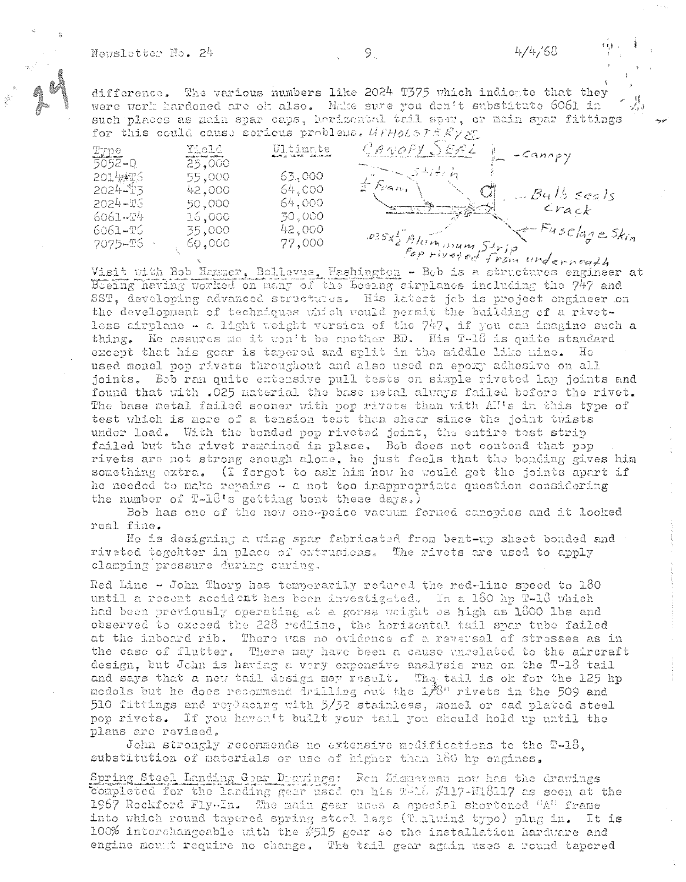difference. The various numbers like 2024 T375 which indicate that they were work hardened are ok also. Make sure you don't substitute 6061 in such places as main spar caps, horizontal tail spar, or main spar fittings for this could cause serious problems. UPHOLSTERY &

| Type | Yield | Ultimate |
|---|---|---|
| 5052-O | 25,000 | |
| 2014-T6 | 55,000 | 63,000 |
| 2024-T3 | 42,000 | 64,000 |
| 2024-T6 | 50,000 | 64,000 |
| 6061-T4 | 16,000 | 30,000 |
| 6061-T6 | 35,000 | 42,000 |
| 7075-T6 | 60,000 | 77,000 |

CANOPY SEAL — Canopy — Stitch — 1" Frame — Bulb seals — Crack — Fuselage Skin — .035 x 1/2" Aluminum Strip Pop riveted from underneath

Visit with Bob Hammer, Bellevue, Washington - Bob is a structures engineer at Boeing having worked on many of the Boeing airplanes including the 747 and SST, developing advanced structures. His latest job is project engineer on the development of techniques which would permit the building of a rivet-less airplane - a light weight version of the 747, if you can imagine such a thing. He assures me it won't be another BD. His T-18 is quite standard except that his gear is tapered and split in the middle like mine. He used monel pop rivets throughout and also used an epoxy adhesive on all joints. Bob ran quite extensive pull tests on simple riveted lap joints and found that with .025 material the base metal always failed before the rivet. The base metal failed sooner with pop rivets than with AN's in this type of test which is more of a tension test than shear since the joint twists under load. With the bonded pop riveted joint, the entire test strip failed but the rivet remained in place. Bob does not contend that pop rivets are not strong enough alone, he just feels that the bonding gives him something extra. (I forgot to ask him how he would get the joints apart if he needed to make repairs - a not too inappropriate question considering the number of T-18's getting bent these days.)

Bob has one of the new one-peice vacuum formed canopies and it looked real fine.

He is designing a wing spar fabricated from bent-up sheet bonded and riveted togehter in place of extrusions. The rivets are used to apply clamping pressure during curing.

Red Line - John Thorp has temporarily reduced the red-line speed to 180 until a recent accident has been investigated. In a 180 hp T-18 which had been previously operating at a gorss weight as high as 1800 lbs and observed to exceed the 228 redline, the horizontal tail spar tube failed at the inboard rib. There was no evidence of a reversal of stresses as in the case of flutter. There may have been a cause unrelated to the aircraft design, but John is having a very expensive analysis run on the T-18 tail and says that a new tail design may result. The tail is ok for the 125 hp models but he does recommend drilling out the 1/8" rivets in the 509 and 510 fittings and replacing with 5/32 stainless, monel or cad plated steel pop rivets. If you haven't built your tail you should hold up until the plans are revised.

John strongly recommends no extensive modifications to the T-18, substitution of materials or use of higher than 180 hp engines.

Spring Steel Landing Gear Drawings: Ron Zimmerman now has the drawings completed for the landing gear used on his T-18 #117-N18117 as seen at the 1967 Rockford Fly-In. The main gear uses a special shortened "A" frame into which round tapered spring steel legs (Tailwind type) plug in. It is 100% interchangeable with the #515 gear so the installation hardware and engine mount require no change. The tail gear again uses a round tapered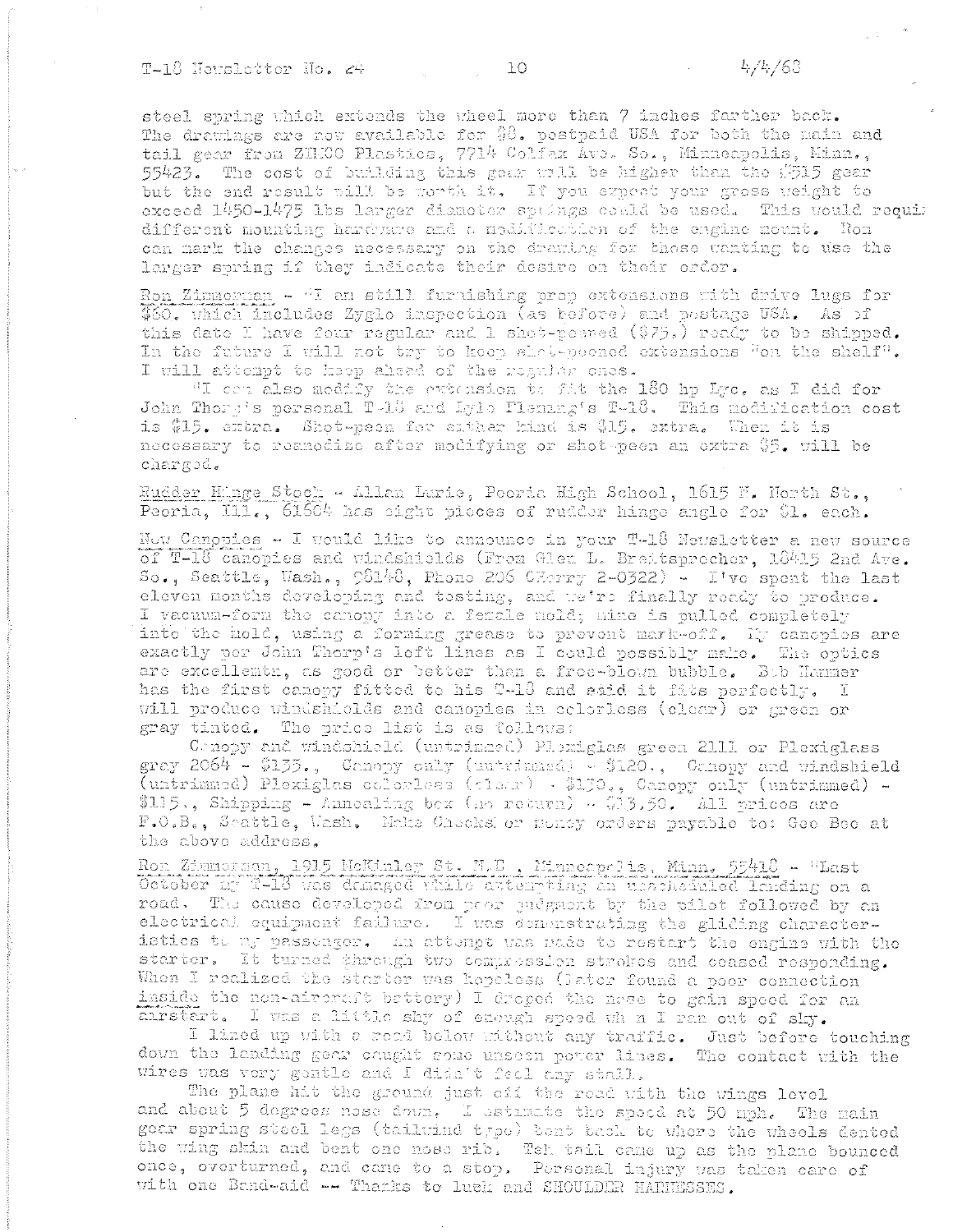steel spring which extends the wheel more than 7 inches farther back. The drawings are now available for $8. postpaid USA for both the main and tail gear from ZENCO Plastics, 7714 Colfax Ave. So., Minneapolis, Minn., 55423. The cost of building this gear will be higher than the $315 gear but the end result will be worth it. If you expect your gross weight to exceed 1450-1475 lbs larger diameter springs could be used. This would requi different mounting hardware and a modification of the engine mount. Ron can mark the changes necessary on the drawing for those wanting to use the larger spring if they indicate their desire on their order.

Ron Zimmerman - "I am still furnishing prop extensions with drive lugs for $60. which includes Zyglo inspection (as before) and postage USA. As of this date I have four regular and 1 shot-peened ($75.) ready to be shipped. In the future I will not try to keep shot-peened extensions "on the shelf". I will attempt to keep ahead of the regular ones.

"I can also modify the extension to fit the 180 hp Lyc. as I did for John Thorp's personal T-18 and Lyle Fleming's T-18. This modification cost is $15. extra. Shot-peen for either kind is $15. extra. When it is necessary to reanodize after modifying or shot-peen an extra $5. will be charged.

Rudder Hinge Stock - Allan Lurie, Peoria High School, 1615 N. North St., Peoria, Ill., 61604 has eight pieces of rudder hinge angle for $1. each.

New Canopies - I would like to announce in your T-18 Newsletter a new source of T-18 canopies and windshields (From Glen L. Breitsprecher, 18415 2nd Ave. So., Seattle, Wash., 98148, Phone 206 CHerry 2-0322) - I've spent the last eleven months developing and testing, and we're finally ready to produce. I vacuum-form the canopy into a female mold; mine is pulled completely into the mold, using a forming grease to prevent mark-off. My canopies are exactly per John Thorp's loft lines as I could possibly make. The optics are excellentn, as good or better than a free-blown bubble. Bob Hammer has the first canopy fitted to his T-18 and said it fits perfectly. I will produce windshields and canopies in colorless (clear) or green or gray tinted. The price list is as follows:

Canopy and windshield (untrimmed) Plexiglas green 2111 or Plexiglass gray 2064 - $135., Canopy only (untrimmed) - $120., Canopy and windshield (untrimmed) Plexiglas colorless (clear) - $130., Canopy only (untrimmed) - $115., Shipping - Annealing box (no return) - $13.50. All prices are F.O.B., Seattle, Wash. Make Checks or money orders payable to: Gee Bee at the above address.

Ron Zimmerman, 1915 McKinley St. N.E., Minneapolis, Minn. 55418 - "Last October my T-18 was damaged while attempting an unscheduled landing on a road. The cause developed from poor judgment by the pilot followed by an electrical equipment failure. I was demonstrating the gliding characteristics to my passenger. An attempt was made to restart the engine with the starter. It turned through two compression strokes and ceased responding. When I realized the starter was hopeless (later found a poor connection inside the non-aircraft battery) I droped the nose to gain speed for an airstart. I was a little shy of enough speed wh n I ran out of sky.

I lined up with a road below without any traffic. Just before touching down the landing gear caught some unseen power lines. The contact with the wires was very gentle and I didn't feel any stall.

The plane hit the ground just off the road with the wings level and about 5 degrees nose down. I estimate the speed at 50 mph. The main gear spring steel legs (tailwind type) bent back to where the wheels dented the wing skin and bent one nose rib. Teh tail came up as the plane bounced once, overturned, and came to a stop. Personal injury was taken care of with one Band-aid -- Thanks to luck and SHOULDER HARNESSES.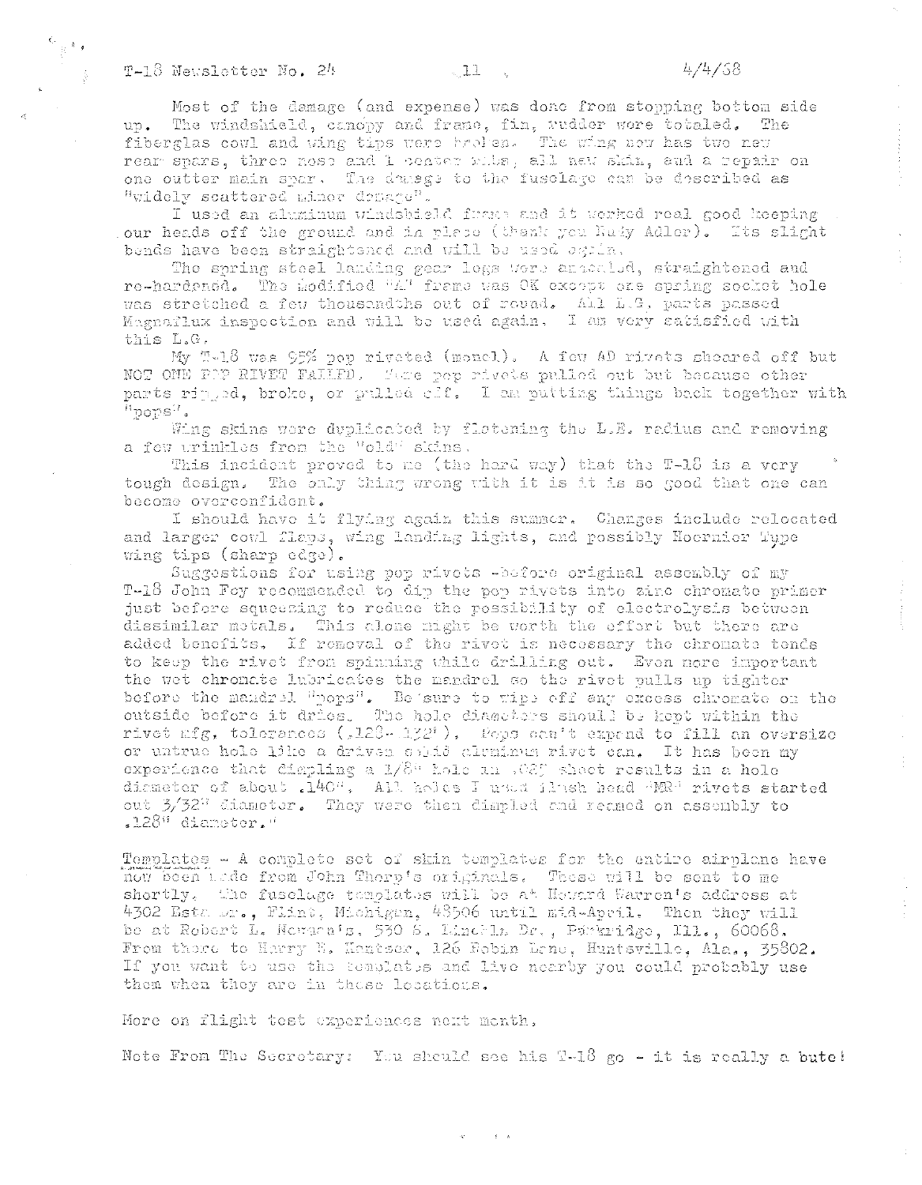Most of the damage (and expense) was done from stopping bottom side up. The windshield, canopy and frame, fin, rudder were totaled. The fiberglas cowl and wing tips were broken. The wing now has two new rear spars, three nose and 1 center ribs, all new skin, and a repair on one outter main spar. The damage to the fuselage can be described as "widely scattered minor damage".

I used an aluminum windshield frame and it worked real good keeping our heads off the ground and in place (thank you Rudy Adler). Its slight bends have been straightened and will be used again.

The spring steel landing gear legs were annealed, straightened and re-hardened. The modified "A" frame was OK except one spring socket hole was stretched a few thousandths out of round. All L.G. parts passed Magnaflux inspection and will be used again. I am very satisfied with this L.G.

My T-18 was 95% pop riveted (monel). A few AD rivets sheared off but NOT ONE POP RIVET FAILED. Some pop rivets pulled out but because other parts ripped, broke, or pulled off. I am putting things back together with "pops".

Wing skins were duplicated by flatening the L.E. radius and removing a few wrinkles from the "old" skins.

This incident proved to me (the hard way) that the T-18 is a very tough design. The only thing wrong with it is it is so good that one can become overconfident.

I should have it flying again this summer. Changes include relocated and larger cowl flaps, wing landing lights, and possibly Hoerner Type wing tips (sharp edge).

Suggestions for using pop rivets -before original assembly of my T-18 John Foy recommended to dip the pop rivets into zinc chromate primer just before squeezing to reduce the possibility of electrolysis between dissimilar metals. This alone might be worth the effort but there are added benefits. If removal of the rivet is necessary the chromate tends to keep the rivet from spinning while drilling out. Even more important the wet chromate lubricates the mandrel so the rivet pulls up tighter before the mandrel "pops". Be sure to wipe off any excess chromate on the outside before it dries. The hole diameters should be kept within the rivet mfg. tolerances (.128-.132"). Pops can't expand to fill an oversize or untrue hole like a driven solid aluminum rivet can. It has been my experience that dimpling a 1/8" hole in .032 sheet results in a hole diameter of about .140". All holes I used flush head "MR" rivets started out 3/32" diameter. They were then dimpled and reamed on assembly to .128" diameter."

Templates - A complete set of skin templates for the entire airplane have now been made from John Thorp's originals. These will be sent to me shortly. The fuselage templates will be at Howard Warren's address at 4302 Esta Dr., Flint, Michigan, 48506 until mid-April. Then they will be at Robert L. Newman's, 530 S. Lincoln Dr., Parkridge, Ill., 60068. From there to Harry E. Kautsen, 126 Robin Lane, Huntsville, Ala., 35802. If you want to use the templates and live nearby you could probably use them when they are in these locations.

More on flight test experiences next month.

Note From The Secretary: You should see his T-18 go - it is really a bute!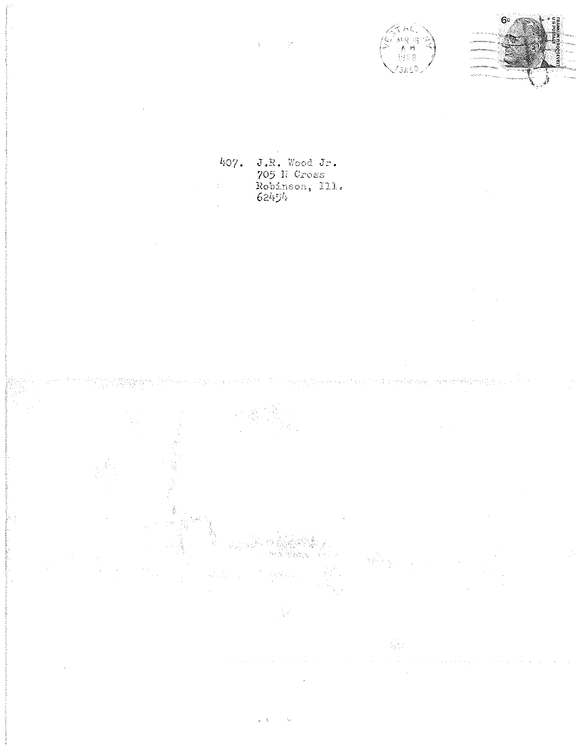407. J.R. Wood Jr.
705 N Cross
Robinson, Ill.
62454